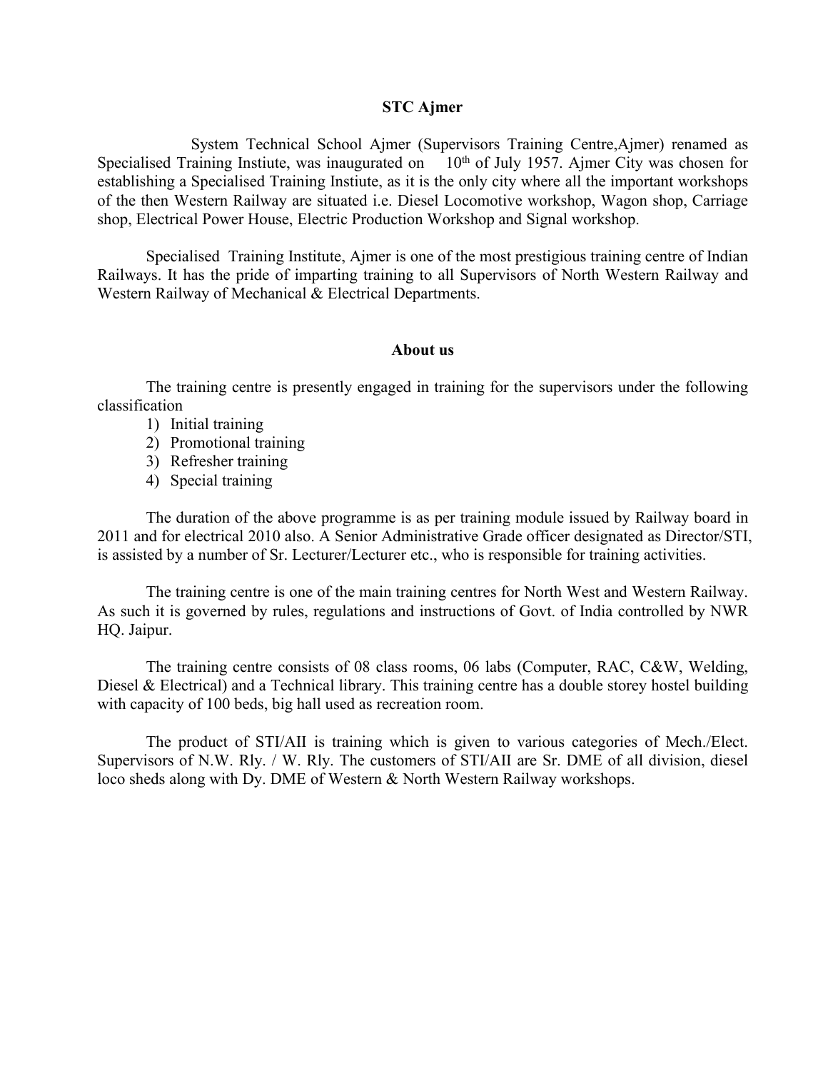## STC Ajmer

System Technical School Ajmer (Supervisors Training Centre,Ajmer) renamed as Specialised Training Instiute, was inaugurated on 10th of July 1957. Ajmer City was chosen for establishing a Specialised Training Instiute, as it is the only city where all the important workshops of the then Western Railway are situated i.e. Diesel Locomotive workshop, Wagon shop, Carriage shop, Electrical Power House, Electric Production Workshop and Signal workshop.

Specialised Training Institute, Ajmer is one of the most prestigious training centre of Indian Railways. It has the pride of imparting training to all Supervisors of North Western Railway and Western Railway of Mechanical & Electrical Departments.

## About us

The training centre is presently engaged in training for the supervisors under the following classification

1) Initial training
2) Promotional training
3) Refresher training
4) Special training

The duration of the above programme is as per training module issued by Railway board in 2011 and for electrical 2010 also. A Senior Administrative Grade officer designated as Director/STI, is assisted by a number of Sr. Lecturer/Lecturer etc., who is responsible for training activities.

The training centre is one of the main training centres for North West and Western Railway. As such it is governed by rules, regulations and instructions of Govt. of India controlled by NWR HQ. Jaipur.

The training centre consists of 08 class rooms, 06 labs (Computer, RAC, C&W, Welding, Diesel & Electrical) and a Technical library. This training centre has a double storey hostel building with capacity of 100 beds, big hall used as recreation room.

The product of STI/AII is training which is given to various categories of Mech./Elect. Supervisors of N.W. Rly. / W. Rly. The customers of STI/AII are Sr. DME of all division, diesel loco sheds along with Dy. DME of Western & North Western Railway workshops.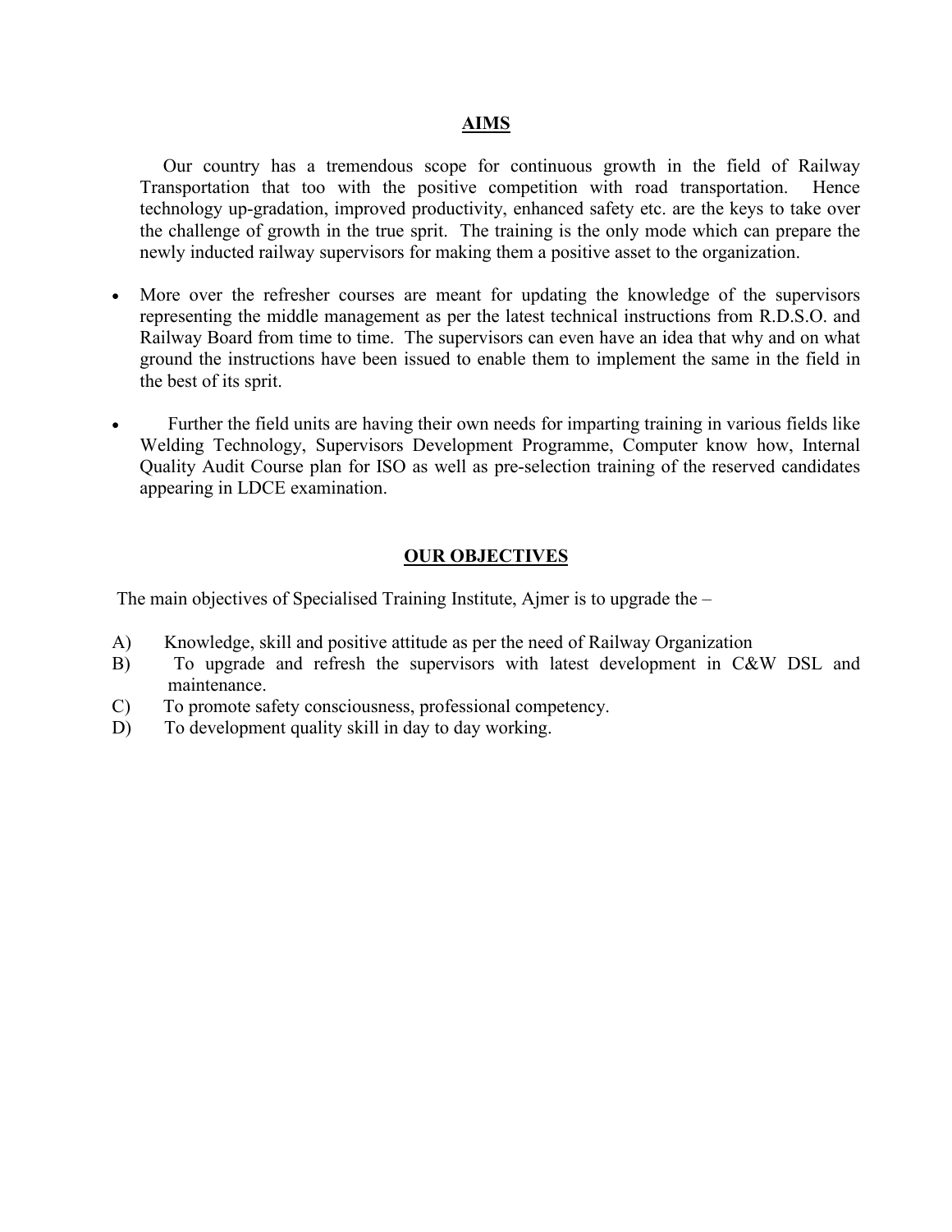## AIMS

Our country has a tremendous scope for continuous growth in the field of Railway Transportation that too with the positive competition with road transportation. Hence technology up-gradation, improved productivity, enhanced safety etc. are the keys to take over the challenge of growth in the true sprit. The training is the only mode which can prepare the newly inducted railway supervisors for making them a positive asset to the organization.

- More over the refresher courses are meant for updating the knowledge of the supervisors representing the middle management as per the latest technical instructions from R.D.S.O. and Railway Board from time to time. The supervisors can even have an idea that why and on what ground the instructions have been issued to enable them to implement the same in the field in the best of its sprit.
- Further the field units are having their own needs for imparting training in various fields like Welding Technology, Supervisors Development Programme, Computer know how, Internal Quality Audit Course plan for ISO as well as pre-selection training of the reserved candidates appearing in LDCE examination.

## OUR OBJECTIVES

The main objectives of Specialised Training Institute, Ajmer is to upgrade the –

A) Knowledge, skill and positive attitude as per the need of Railway Organization

B) To upgrade and refresh the supervisors with latest development in C&W DSL and maintenance.

C) To promote safety consciousness, professional competency.

D) To development quality skill in day to day working.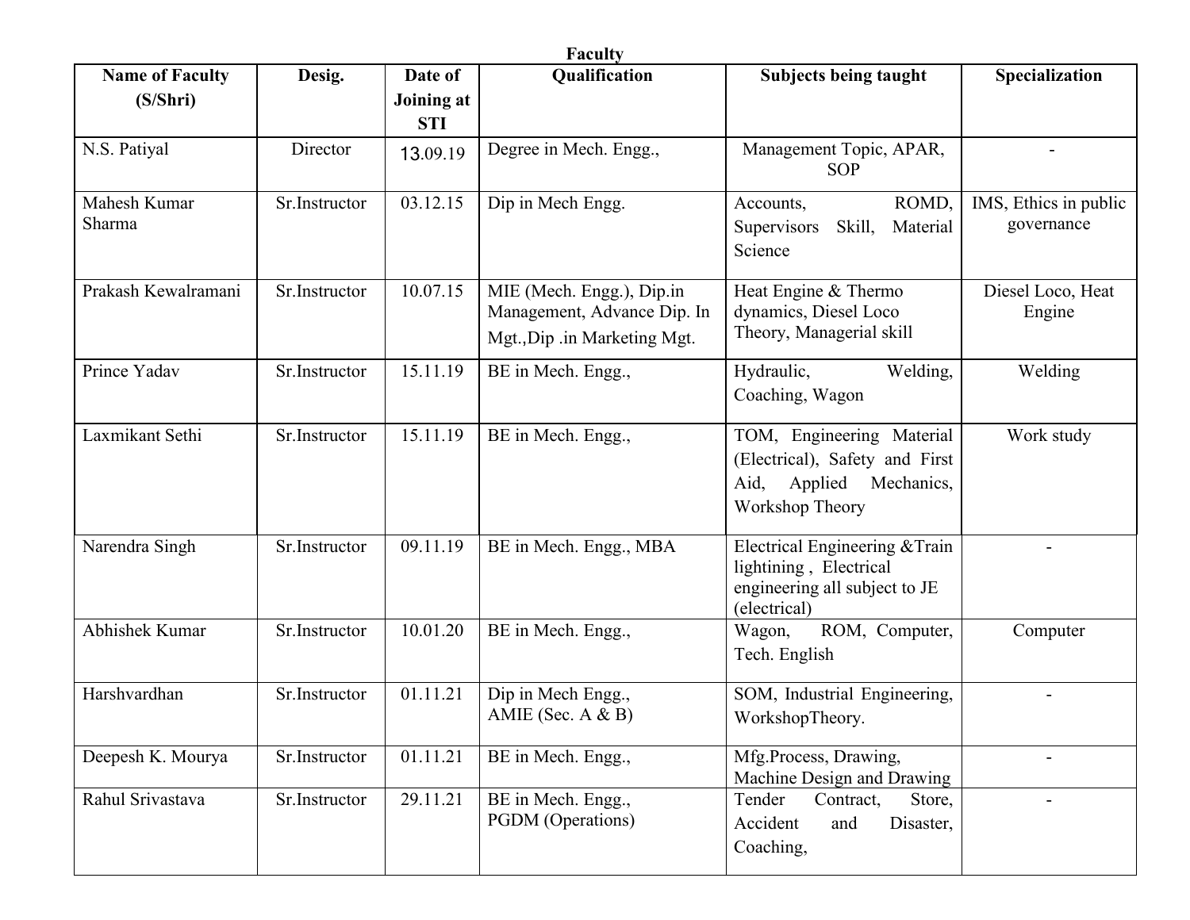## Faculty

| Name of Faculty (S/Shri) | Desig. | Date of Joining at STI | Qualification | Subjects being taught | Specialization |
|---|---|---|---|---|---|
| N.S. Patiyal | Director | 13.09.19 | Degree in Mech. Engg., | Management Topic, APAR, SOP | - |
| Mahesh Kumar Sharma | Sr.Instructor | 03.12.15 | Dip in Mech Engg. | Accounts, ROMD, Supervisors Skill, Material Science | IMS, Ethics in public governance |
| Prakash Kewalramani | Sr.Instructor | 10.07.15 | MIE (Mech. Engg.), Dip.in Management, Advance Dip. In Mgt.,Dip .in Marketing Mgt. | Heat Engine & Thermo dynamics, Diesel Loco Theory, Managerial skill | Diesel Loco, Heat Engine |
| Prince Yadav | Sr.Instructor | 15.11.19 | BE in Mech. Engg., | Hydraulic, Welding, Coaching, Wagon | Welding |
| Laxmikant Sethi | Sr.Instructor | 15.11.19 | BE in Mech. Engg., | TOM, Engineering Material (Electrical), Safety and First Aid, Applied Mechanics, Workshop Theory | Work study |
| Narendra Singh | Sr.Instructor | 09.11.19 | BE in Mech. Engg., MBA | Electrical Engineering &Train lightining , Electrical engineering all subject to JE (electrical) | - |
| Abhishek Kumar | Sr.Instructor | 10.01.20 | BE in Mech. Engg., | Wagon, ROM, Computer, Tech. English | Computer |
| Harshvardhan | Sr.Instructor | 01.11.21 | Dip in Mech Engg., AMIE (Sec. A & B) | SOM, Industrial Engineering, WorkshopTheory. | - |
| Deepesh K. Mourya | Sr.Instructor | 01.11.21 | BE in Mech. Engg., | Mfg.Process, Drawing, Machine Design and Drawing | - |
| Rahul Srivastava | Sr.Instructor | 29.11.21 | BE in Mech. Engg., PGDM (Operations) | Tender Contract, Store, Accident and Disaster, Coaching, | - |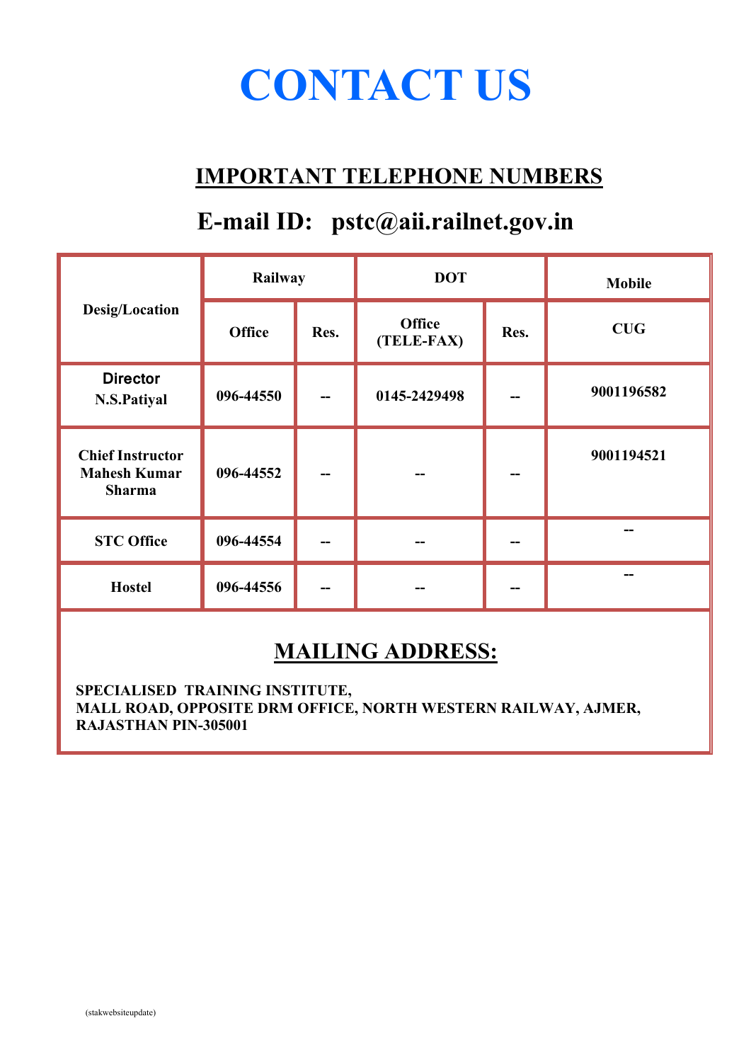# CONTACT US

## IMPORTANT TELEPHONE NUMBERS

## E-mail ID: pstc@aii.railnet.gov.in

| Desig/Location | Railway | | DOT | | Mobile |
|---|---|---|---|---|---|
| | Office | Res. | Office (TELE-FAX) | Res. | CUG |
| Director N.S.Patiyal | 096-44550 | -- | 0145-2429498 | -- | 9001196582 |
| Chief Instructor Mahesh Kumar Sharma | 096-44552 | -- | -- | -- | 9001194521 |
| STC Office | 096-44554 | -- | -- | -- | -- |
| Hostel | 096-44556 | -- | -- | -- | -- |

## MAILING ADDRESS:

**SPECIALISED TRAINING INSTITUTE,**
**MALL ROAD, OPPOSITE DRM OFFICE, NORTH WESTERN RAILWAY, AJMER, RAJASTHAN PIN-305001**

(stakwebsiteupdate)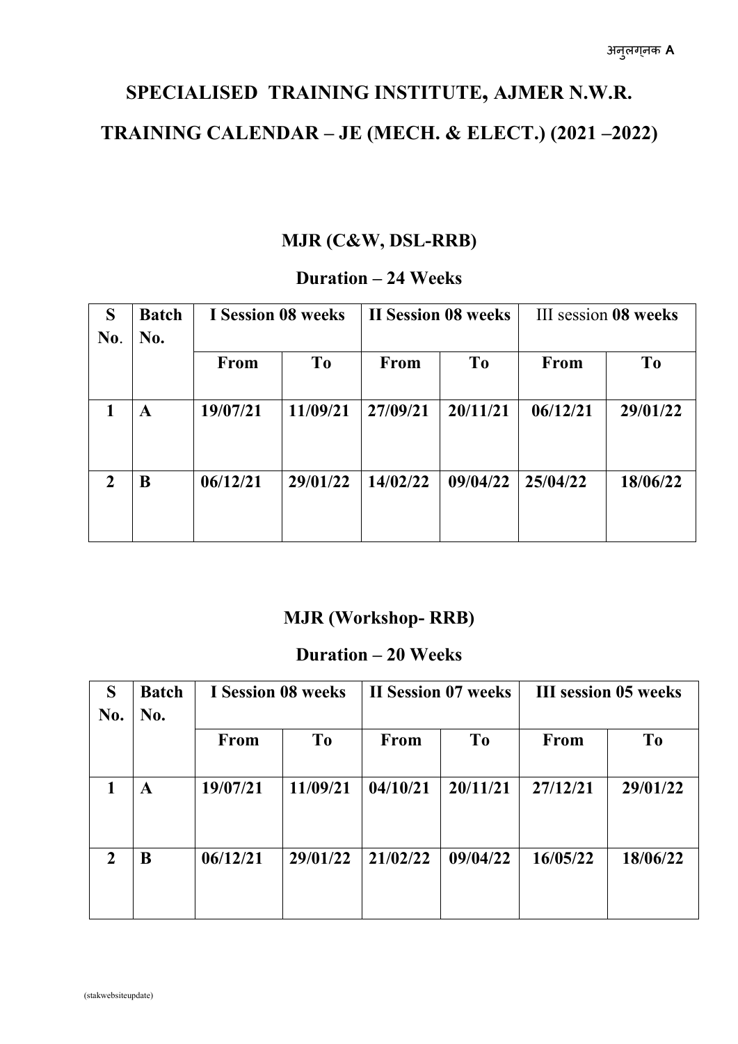अनुलग्नक A

# SPECIALISED TRAINING INSTITUTE, AJMER N.W.R.

# TRAINING CALENDAR – JE (MECH. & ELECT.) (2021 –2022)

## MJR (C&W, DSL-RRB)

## Duration – 24 Weeks

| S No. | Batch No. | I Session 08 weeks | | II Session 08 weeks | | III session 08 weeks | |
|---|---|---|---|---|---|---|---|
| | | From | To | From | To | From | To |
| 1 | A | 19/07/21 | 11/09/21 | 27/09/21 | 20/11/21 | 06/12/21 | 29/01/22 |
| 2 | B | 06/12/21 | 29/01/22 | 14/02/22 | 09/04/22 | 25/04/22 | 18/06/22 |

## MJR (Workshop- RRB)

## Duration – 20 Weeks

| S No. | Batch No. | I Session 08 weeks | | II Session 07 weeks | | III session 05 weeks | |
|---|---|---|---|---|---|---|---|
| | | From | To | From | To | From | To |
| 1 | A | 19/07/21 | 11/09/21 | 04/10/21 | 20/11/21 | 27/12/21 | 29/01/22 |
| 2 | B | 06/12/21 | 29/01/22 | 21/02/22 | 09/04/22 | 16/05/22 | 18/06/22 |

(stakwebsiteupdate)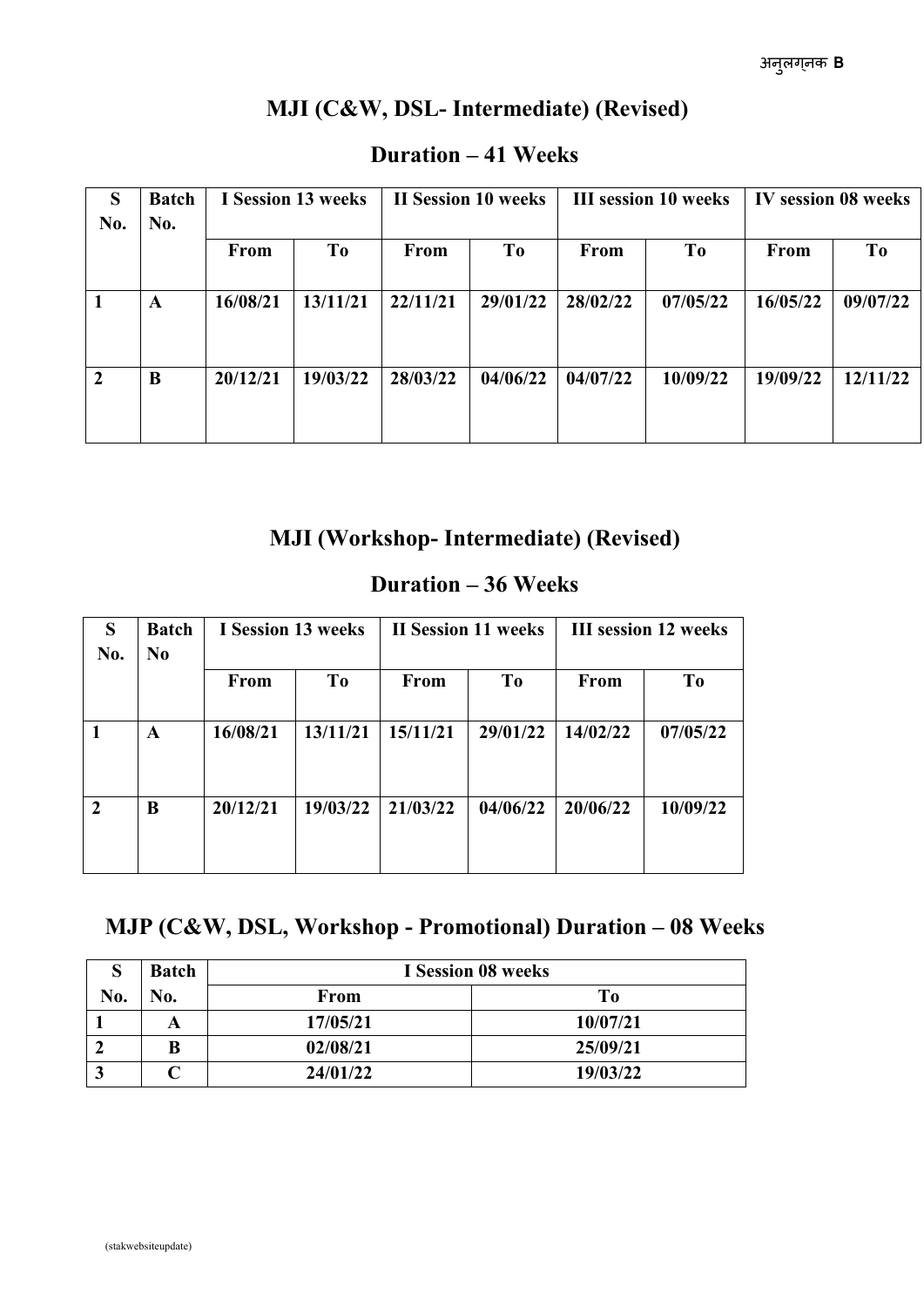अनुलग्नक **B**

## MJI (C&W, DSL- Intermediate) (Revised)

## Duration – 41 Weeks

| S No. | Batch No. | I Session 13 weeks | | II Session 10 weeks | | III session 10 weeks | | IV session 08 weeks | |
|---|---|---|---|---|---|---|---|---|---|
| | | From | To | From | To | From | To | From | To |
| 1 | A | 16/08/21 | 13/11/21 | 22/11/21 | 29/01/22 | 28/02/22 | 07/05/22 | 16/05/22 | 09/07/22 |
| 2 | B | 20/12/21 | 19/03/22 | 28/03/22 | 04/06/22 | 04/07/22 | 10/09/22 | 19/09/22 | 12/11/22 |

## MJI (Workshop- Intermediate) (Revised)

## Duration – 36 Weeks

| S No. | Batch No | I Session 13 weeks | | II Session 11 weeks | | III session 12 weeks | |
|---|---|---|---|---|---|---|---|
| | | From | To | From | To | From | To |
| 1 | A | 16/08/21 | 13/11/21 | 15/11/21 | 29/01/22 | 14/02/22 | 07/05/22 |
| 2 | B | 20/12/21 | 19/03/22 | 21/03/22 | 04/06/22 | 20/06/22 | 10/09/22 |

## MJP (C&W, DSL, Workshop - Promotional) Duration – 08 Weeks

| S No. | Batch No. | I Session 08 weeks | |
|---|---|---|---|
| | | From | To |
| 1 | A | 17/05/21 | 10/07/21 |
| 2 | B | 02/08/21 | 25/09/21 |
| 3 | C | 24/01/22 | 19/03/22 |

(stakwebsiteupdate)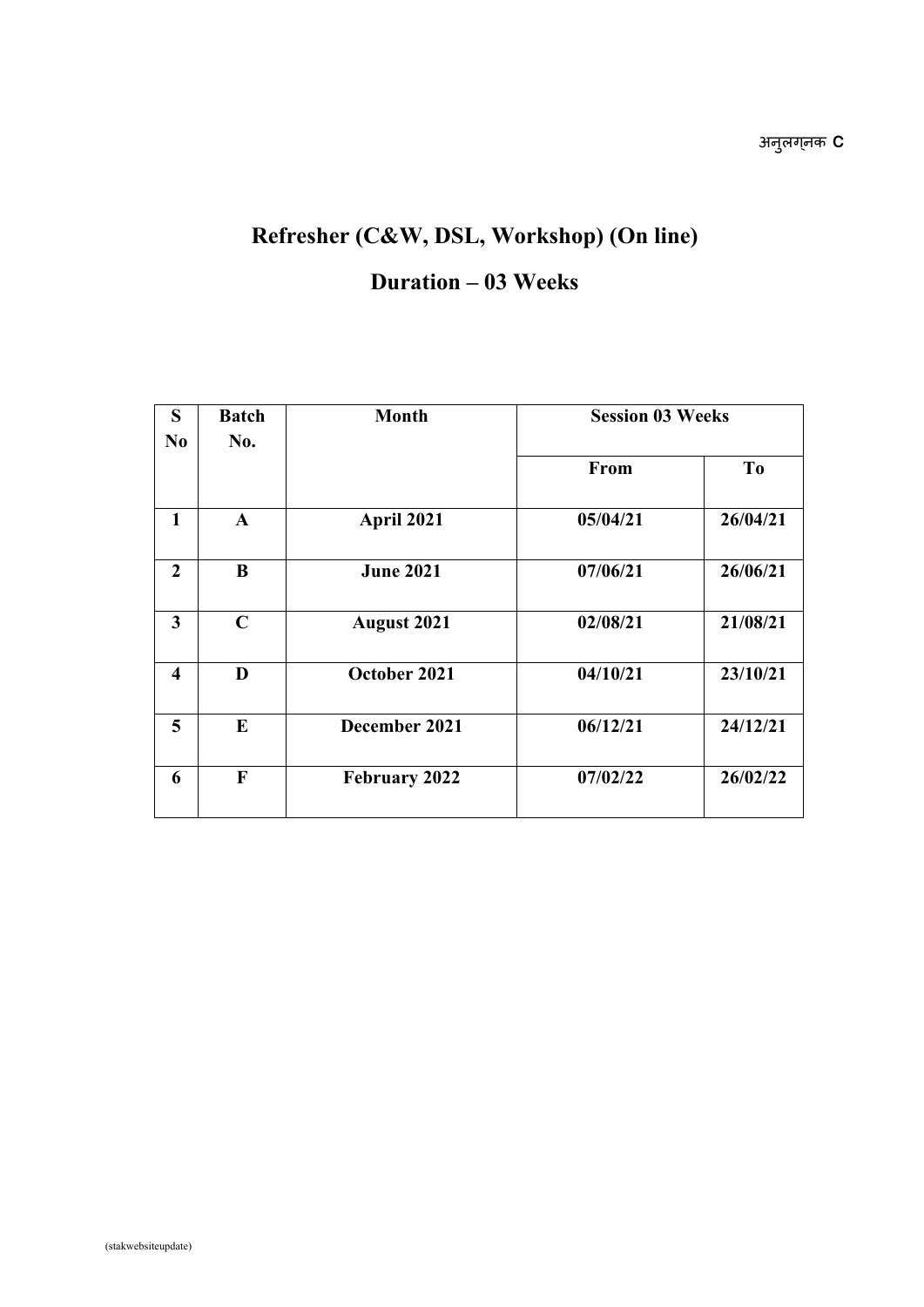अनुलग्नक C

# Refresher (C&W, DSL, Workshop) (On line)

## Duration – 03 Weeks

| S No | Batch No. | Month | Session 03 Weeks | |
|---|---|---|---|---|
| | | | From | To |
| 1 | A | April 2021 | 05/04/21 | 26/04/21 |
| 2 | B | June 2021 | 07/06/21 | 26/06/21 |
| 3 | C | August 2021 | 02/08/21 | 21/08/21 |
| 4 | D | October 2021 | 04/10/21 | 23/10/21 |
| 5 | E | December 2021 | 06/12/21 | 24/12/21 |
| 6 | F | February 2022 | 07/02/22 | 26/02/22 |

(stakwebsiteupdate)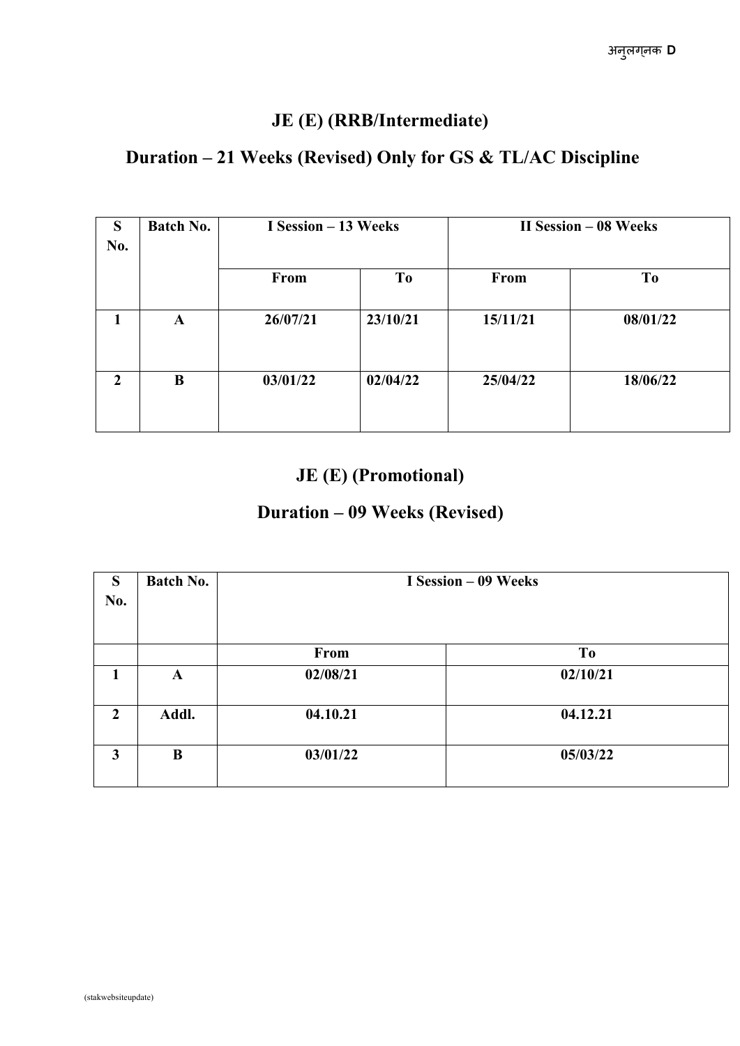अनुलग्नक D

## JE (E) (RRB/Intermediate)

## Duration – 21 Weeks (Revised) Only for GS & TL/AC Discipline

| S No. | Batch No. | I Session – 13 Weeks | | II Session – 08 Weeks | |
|---|---|---|---|---|---|
| | | From | To | From | To |
| 1 | A | 26/07/21 | 23/10/21 | 15/11/21 | 08/01/22 |
| 2 | B | 03/01/22 | 02/04/22 | 25/04/22 | 18/06/22 |

## JE (E) (Promotional)

## Duration – 09 Weeks (Revised)

| S No. | Batch No. | I Session – 09 Weeks | |
|---|---|---|---|
| | | From | To |
| 1 | A | 02/08/21 | 02/10/21 |
| 2 | Addl. | 04.10.21 | 04.12.21 |
| 3 | B | 03/01/22 | 05/03/22 |

(stakwebsiteupdate)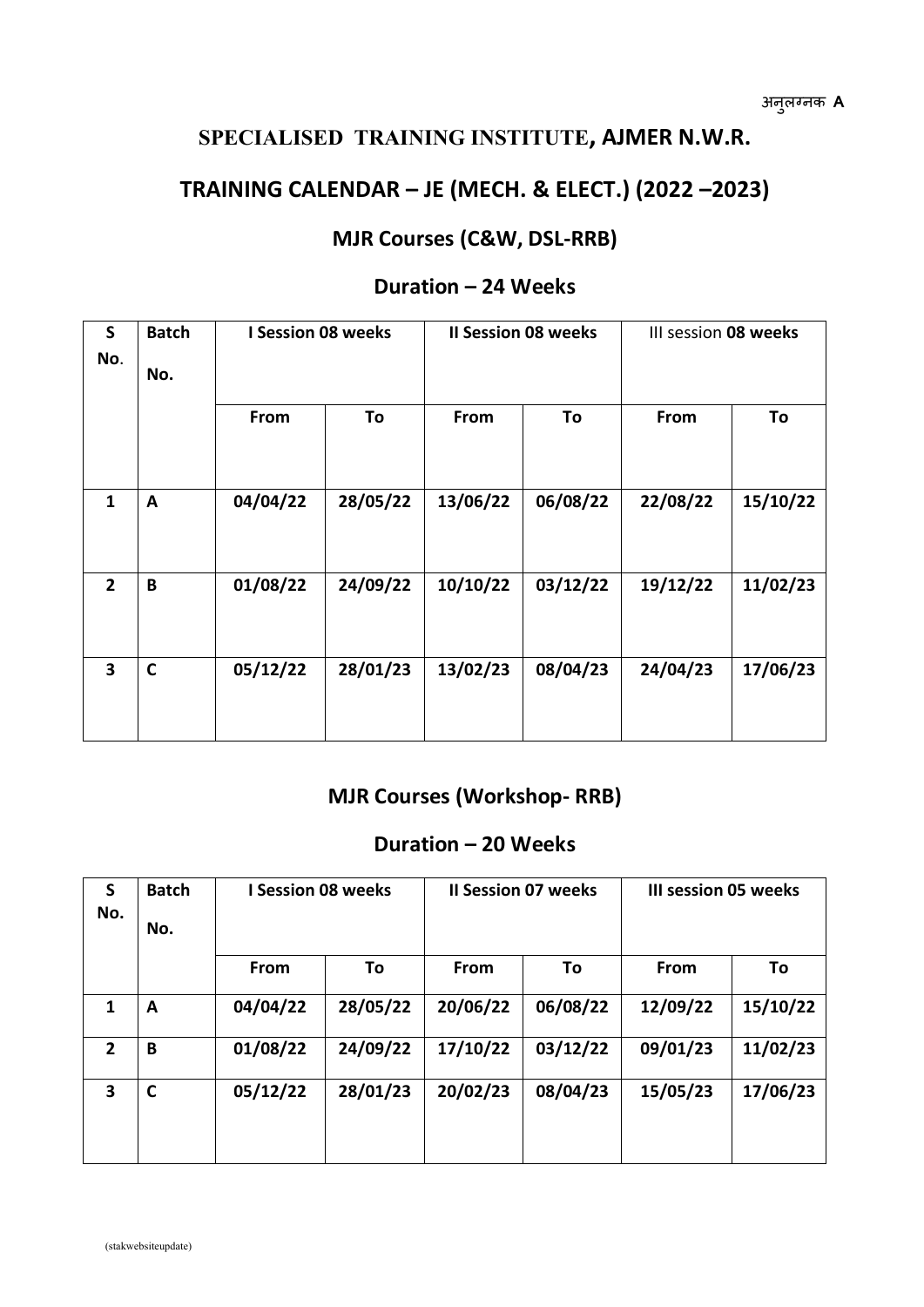अनुलग्नक **A**

## SPECIALISED TRAINING INSTITUTE, AJMER N.W.R.

## TRAINING CALENDAR – JE (MECH. & ELECT.) (2022 –2023)

### MJR Courses (C&W, DSL-RRB)

### Duration – 24 Weeks

| S No. | Batch No. | I Session 08 weeks | | II Session 08 weeks | | III session 08 weeks | |
|---|---|---|---|---|---|---|---|
| | | From | To | From | To | From | To |
| 1 | A | 04/04/22 | 28/05/22 | 13/06/22 | 06/08/22 | 22/08/22 | 15/10/22 |
| 2 | B | 01/08/22 | 24/09/22 | 10/10/22 | 03/12/22 | 19/12/22 | 11/02/23 |
| 3 | C | 05/12/22 | 28/01/23 | 13/02/23 | 08/04/23 | 24/04/23 | 17/06/23 |

### MJR Courses (Workshop- RRB)

### Duration – 20 Weeks

| S No. | Batch No. | I Session 08 weeks | | II Session 07 weeks | | III session 05 weeks | |
|---|---|---|---|---|---|---|---|
| | | From | To | From | To | From | To |
| 1 | A | 04/04/22 | 28/05/22 | 20/06/22 | 06/08/22 | 12/09/22 | 15/10/22 |
| 2 | B | 01/08/22 | 24/09/22 | 17/10/22 | 03/12/22 | 09/01/23 | 11/02/23 |
| 3 | C | 05/12/22 | 28/01/23 | 20/02/23 | 08/04/23 | 15/05/23 | 17/06/23 |

(stakwebsiteupdate)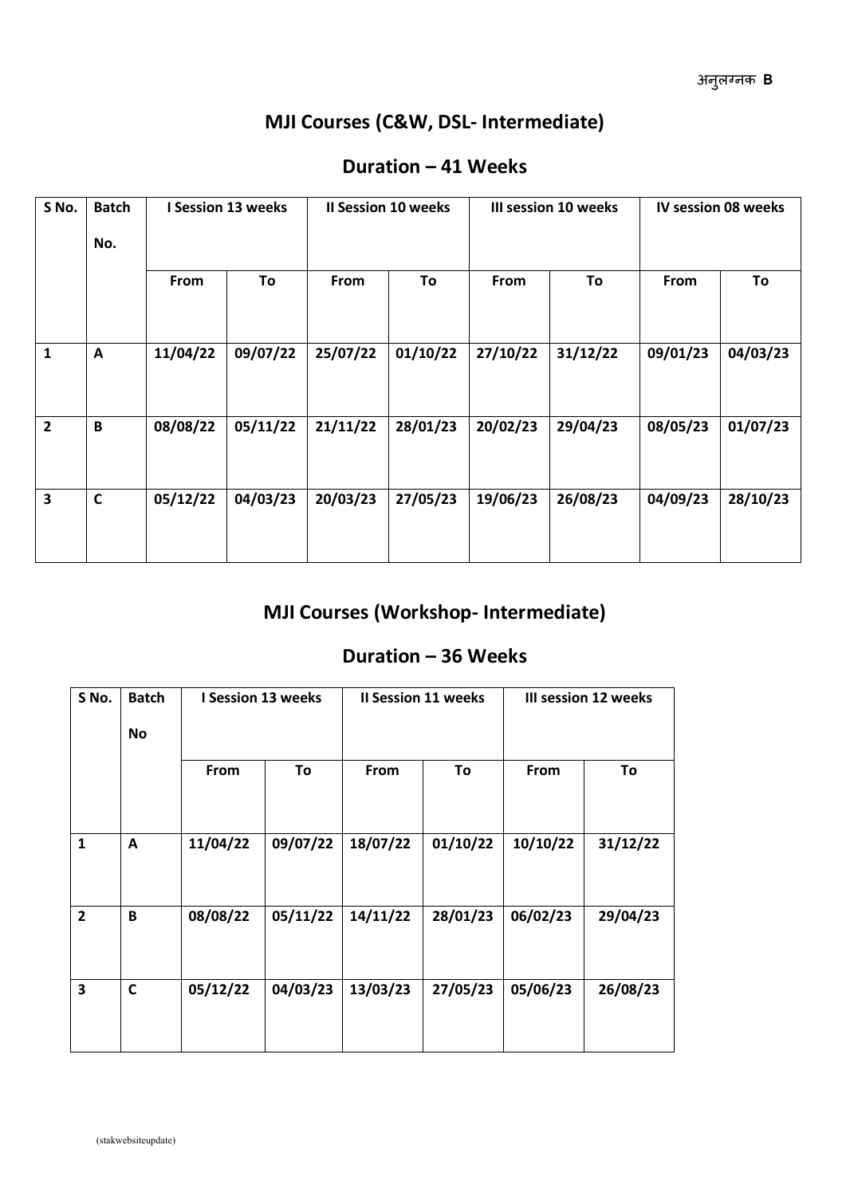अनुलग्नक **B**

## MJI Courses (C&W, DSL- Intermediate)

## Duration – 41 Weeks

| S No. | Batch No. | I Session 13 weeks | | II Session 10 weeks | | III session 10 weeks | | IV session 08 weeks | |
|---|---|---|---|---|---|---|---|---|---|
| | | From | To | From | To | From | To | From | To |
| 1 | A | 11/04/22 | 09/07/22 | 25/07/22 | 01/10/22 | 27/10/22 | 31/12/22 | 09/01/23 | 04/03/23 |
| 2 | B | 08/08/22 | 05/11/22 | 21/11/22 | 28/01/23 | 20/02/23 | 29/04/23 | 08/05/23 | 01/07/23 |
| 3 | C | 05/12/22 | 04/03/23 | 20/03/23 | 27/05/23 | 19/06/23 | 26/08/23 | 04/09/23 | 28/10/23 |

## MJI Courses (Workshop- Intermediate)

## Duration – 36 Weeks

| S No. | Batch No | I Session 13 weeks | | II Session 11 weeks | | III session 12 weeks | |
|---|---|---|---|---|---|---|---|
| | | From | To | From | To | From | To |
| 1 | A | 11/04/22 | 09/07/22 | 18/07/22 | 01/10/22 | 10/10/22 | 31/12/22 |
| 2 | B | 08/08/22 | 05/11/22 | 14/11/22 | 28/01/23 | 06/02/23 | 29/04/23 |
| 3 | C | 05/12/22 | 04/03/23 | 13/03/23 | 27/05/23 | 05/06/23 | 26/08/23 |

(stakwebsiteupdate)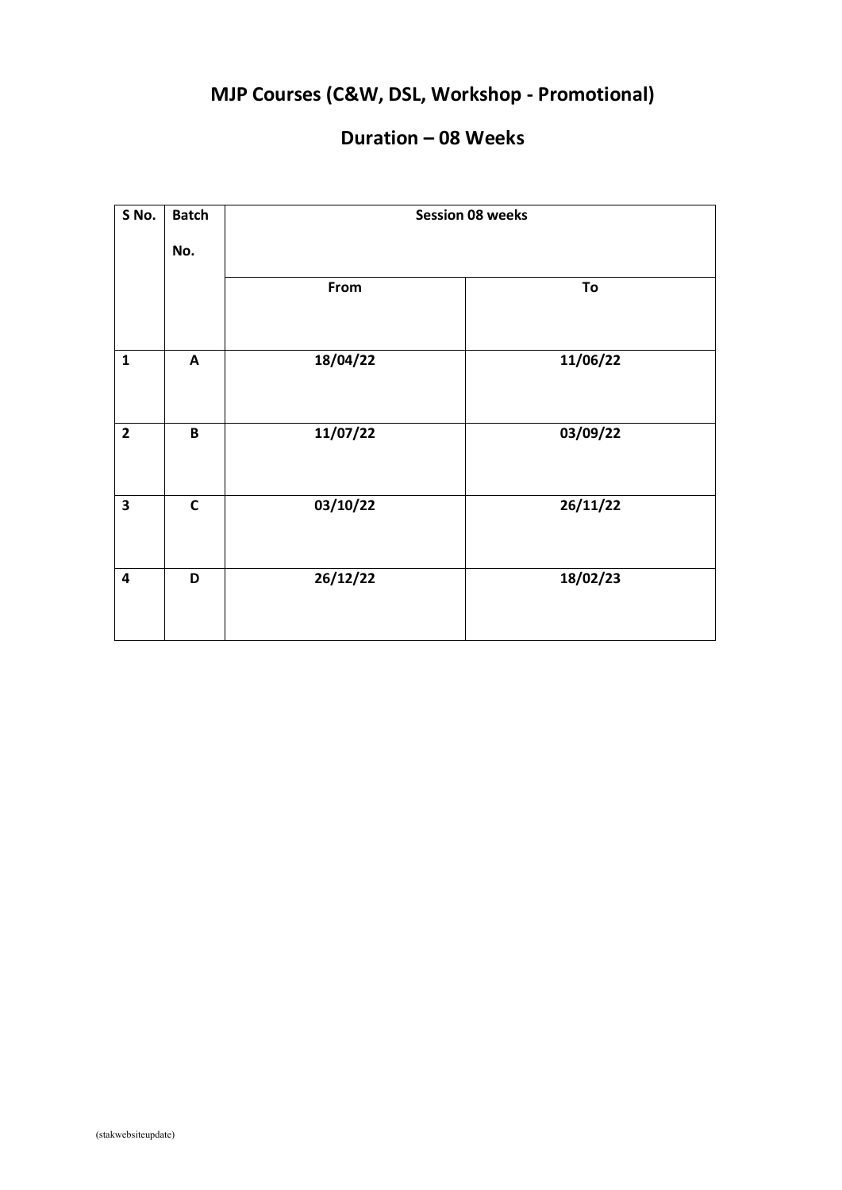# MJP Courses (C&W, DSL, Workshop - Promotional)

## Duration – 08 Weeks

| S No. | Batch No. | Session 08 weeks | |
|---|---|---|---|
| | | From | To |
| 1 | A | 18/04/22 | 11/06/22 |
| 2 | B | 11/07/22 | 03/09/22 |
| 3 | C | 03/10/22 | 26/11/22 |
| 4 | D | 26/12/22 | 18/02/23 |

(stakwebsiteupdate)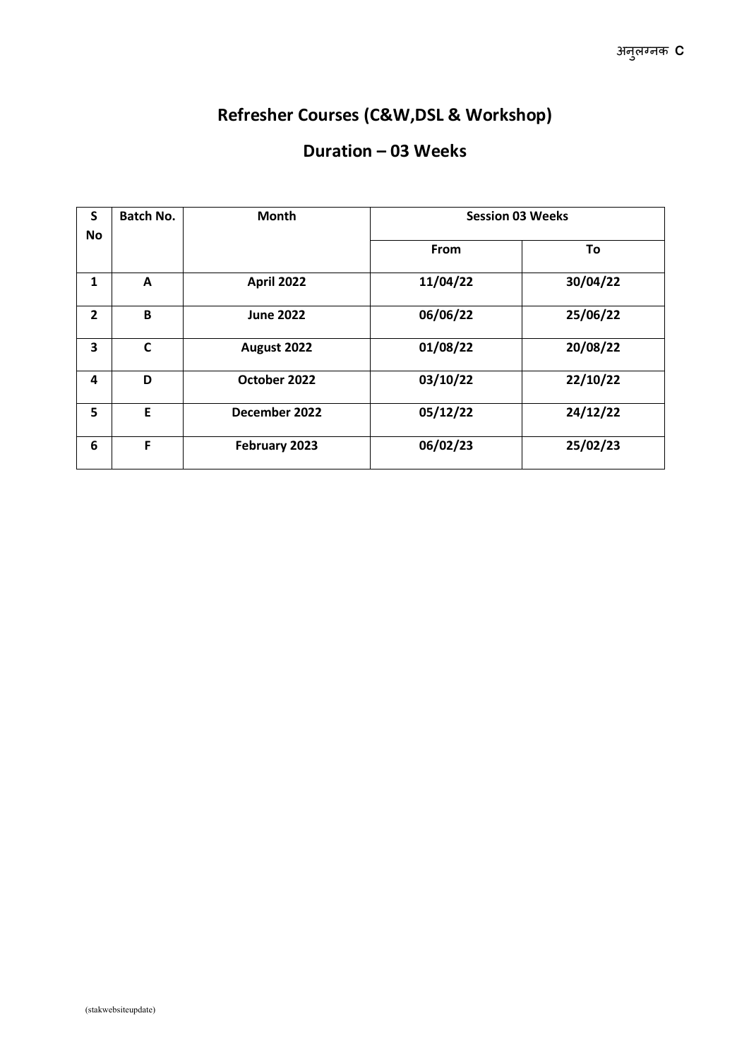अनुलग्नक **C**

# Refresher Courses (C&W,DSL & Workshop)

## Duration – 03 Weeks

| S No | Batch No. | Month | Session 03 Weeks | |
|---|---|---|---|---|
| | | | From | To |
| 1 | A | April 2022 | 11/04/22 | 30/04/22 |
| 2 | B | June 2022 | 06/06/22 | 25/06/22 |
| 3 | C | August 2022 | 01/08/22 | 20/08/22 |
| 4 | D | October 2022 | 03/10/22 | 22/10/22 |
| 5 | E | December 2022 | 05/12/22 | 24/12/22 |
| 6 | F | February 2023 | 06/02/23 | 25/02/23 |

(stakwebsiteupdate)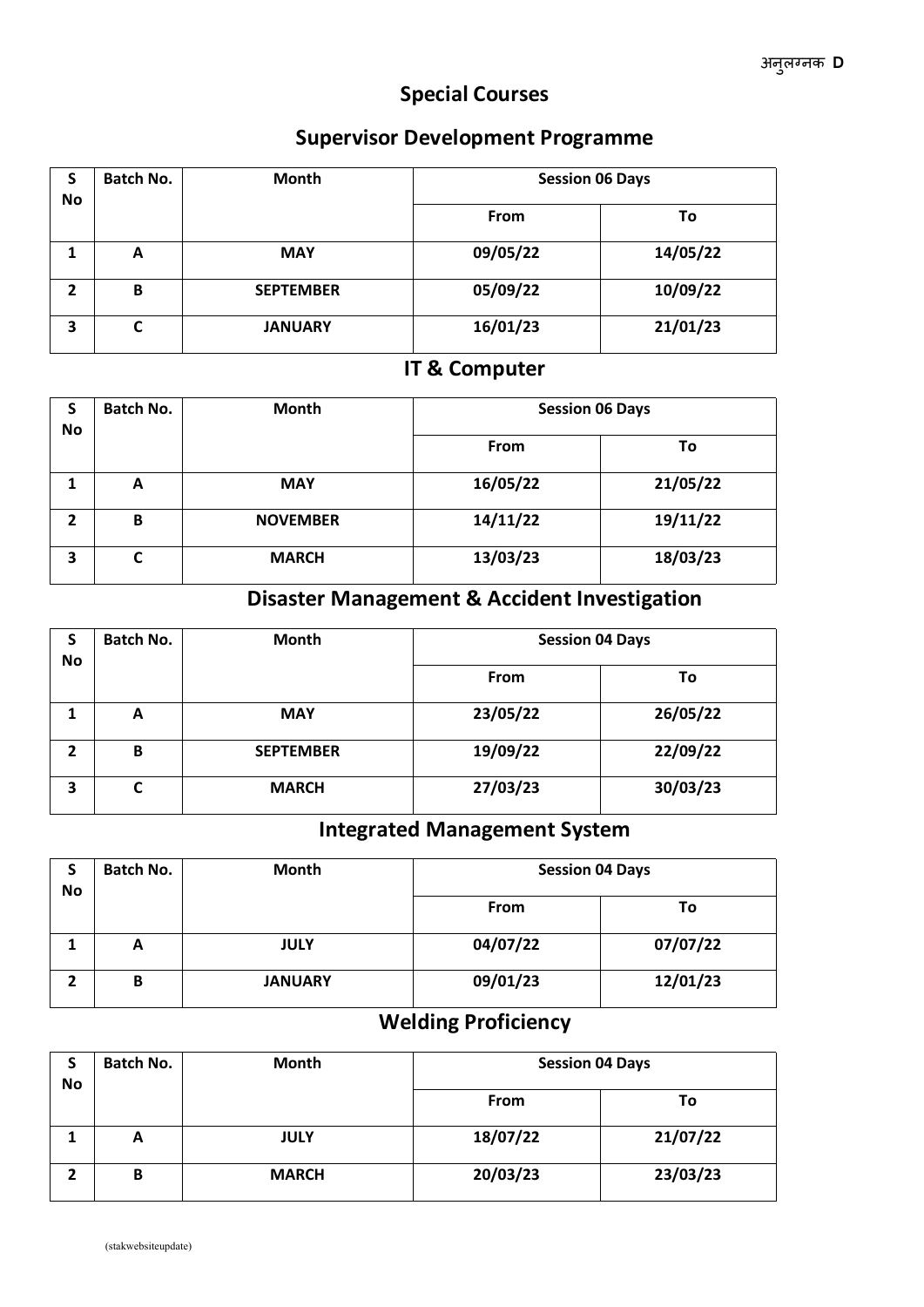अनुलग्नक **D**

# Special Courses

## Supervisor Development Programme

| S No | Batch No. | Month | Session 06 Days | |
|---|---|---|---|---|
| | | | From | To |
| 1 | A | MAY | 09/05/22 | 14/05/22 |
| 2 | B | SEPTEMBER | 05/09/22 | 10/09/22 |
| 3 | C | JANUARY | 16/01/23 | 21/01/23 |

## IT & Computer

| S No | Batch No. | Month | Session 06 Days | |
|---|---|---|---|---|
| | | | From | To |
| 1 | A | MAY | 16/05/22 | 21/05/22 |
| 2 | B | NOVEMBER | 14/11/22 | 19/11/22 |
| 3 | C | MARCH | 13/03/23 | 18/03/23 |

## Disaster Management & Accident Investigation

| S No | Batch No. | Month | Session 04 Days | |
|---|---|---|---|---|
| | | | From | To |
| 1 | A | MAY | 23/05/22 | 26/05/22 |
| 2 | B | SEPTEMBER | 19/09/22 | 22/09/22 |
| 3 | C | MARCH | 27/03/23 | 30/03/23 |

## Integrated Management System

| S No | Batch No. | Month | Session 04 Days | |
|---|---|---|---|---|
| | | | From | To |
| 1 | A | JULY | 04/07/22 | 07/07/22 |
| 2 | B | JANUARY | 09/01/23 | 12/01/23 |

## Welding Proficiency

| S No | Batch No. | Month | Session 04 Days | |
|---|---|---|---|---|
| | | | From | To |
| 1 | A | JULY | 18/07/22 | 21/07/22 |
| 2 | B | MARCH | 20/03/23 | 23/03/23 |

(stakwebsiteupdate)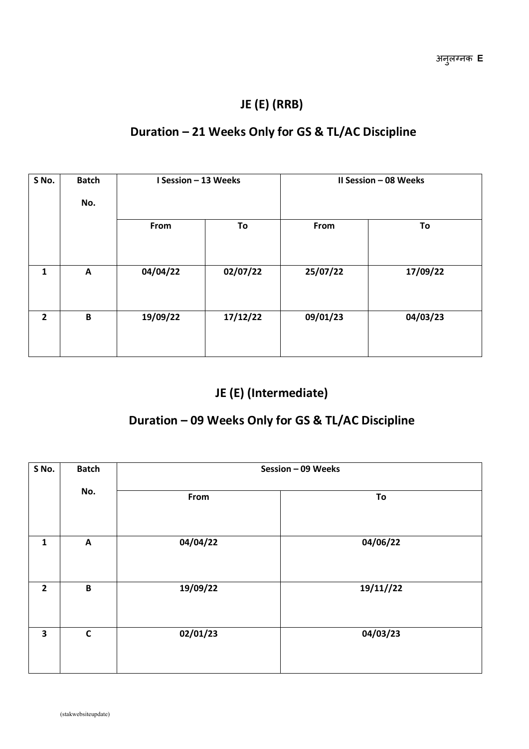अनुलग्नक **E**

## JE (E) (RRB)

## Duration – 21 Weeks Only for GS & TL/AC Discipline

| S No. | Batch No. | I Session – 13 Weeks | | II Session – 08 Weeks | |
|---|---|---|---|---|---|
| | | From | To | From | To |
| 1 | A | 04/04/22 | 02/07/22 | 25/07/22 | 17/09/22 |
| 2 | B | 19/09/22 | 17/12/22 | 09/01/23 | 04/03/23 |

## JE (E) (Intermediate)

## Duration – 09 Weeks Only for GS & TL/AC Discipline

| S No. | Batch No. | Session – 09 Weeks | |
|---|---|---|---|
| | | From | To |
| 1 | A | 04/04/22 | 04/06/22 |
| 2 | B | 19/09/22 | 19/11//22 |
| 3 | C | 02/01/23 | 04/03/23 |

(stakwebsiteupdate)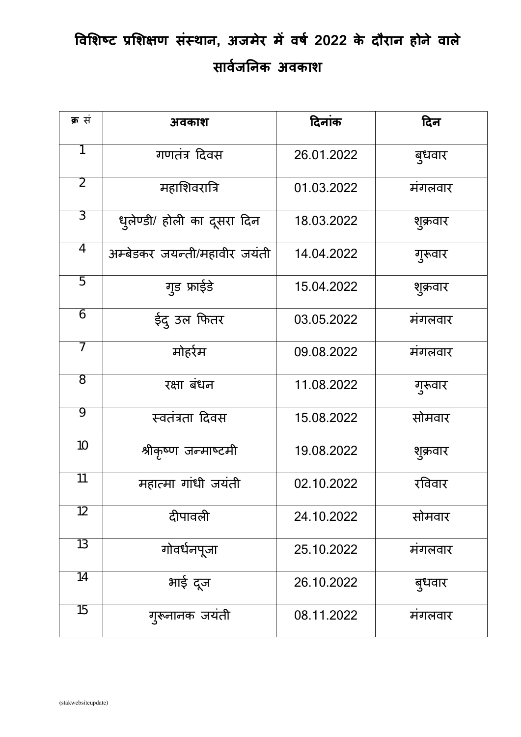# विशिष्ट प्रशिक्षण संस्थान, अजमेर में वर्ष 2022 के दौरान होने वाले सार्वजनिक अवकाश

| क्र सं | अवकाश | दिनांक | दिन |
|---|---|---|---|
| 1 | गणतंत्र दिवस | 26.01.2022 | बुधवार |
| 2 | महाशिवरात्रि | 01.03.2022 | मंगलवार |
| 3 | धुलेण्डी/ होली का दूसरा दिन | 18.03.2022 | शुक्रवार |
| 4 | अम्बेडकर जयन्ती/महावीर जयंती | 14.04.2022 | गुरूवार |
| 5 | गुड फ्राईडे | 15.04.2022 | शुक्रवार |
| 6 | ईदु उल फितर | 03.05.2022 | मंगलवार |
| 7 | मोहर्रम | 09.08.2022 | मंगलवार |
| 8 | रक्षा बंधन | 11.08.2022 | गुरूवार |
| 9 | स्वतंत्रता दिवस | 15.08.2022 | सोमवार |
| 10 | श्रीकृष्ण जन्माष्टमी | 19.08.2022 | शुक्रवार |
| 11 | महात्मा गांधी जयंती | 02.10.2022 | रविवार |
| 12 | दीपावली | 24.10.2022 | सोमवार |
| 13 | गोवर्धनपूजा | 25.10.2022 | मंगलवार |
| 14 | भाई दूज | 26.10.2022 | बुधवार |
| 15 | गुरूनानक जयंती | 08.11.2022 | मंगलवार |

(stakwebsiteupdate)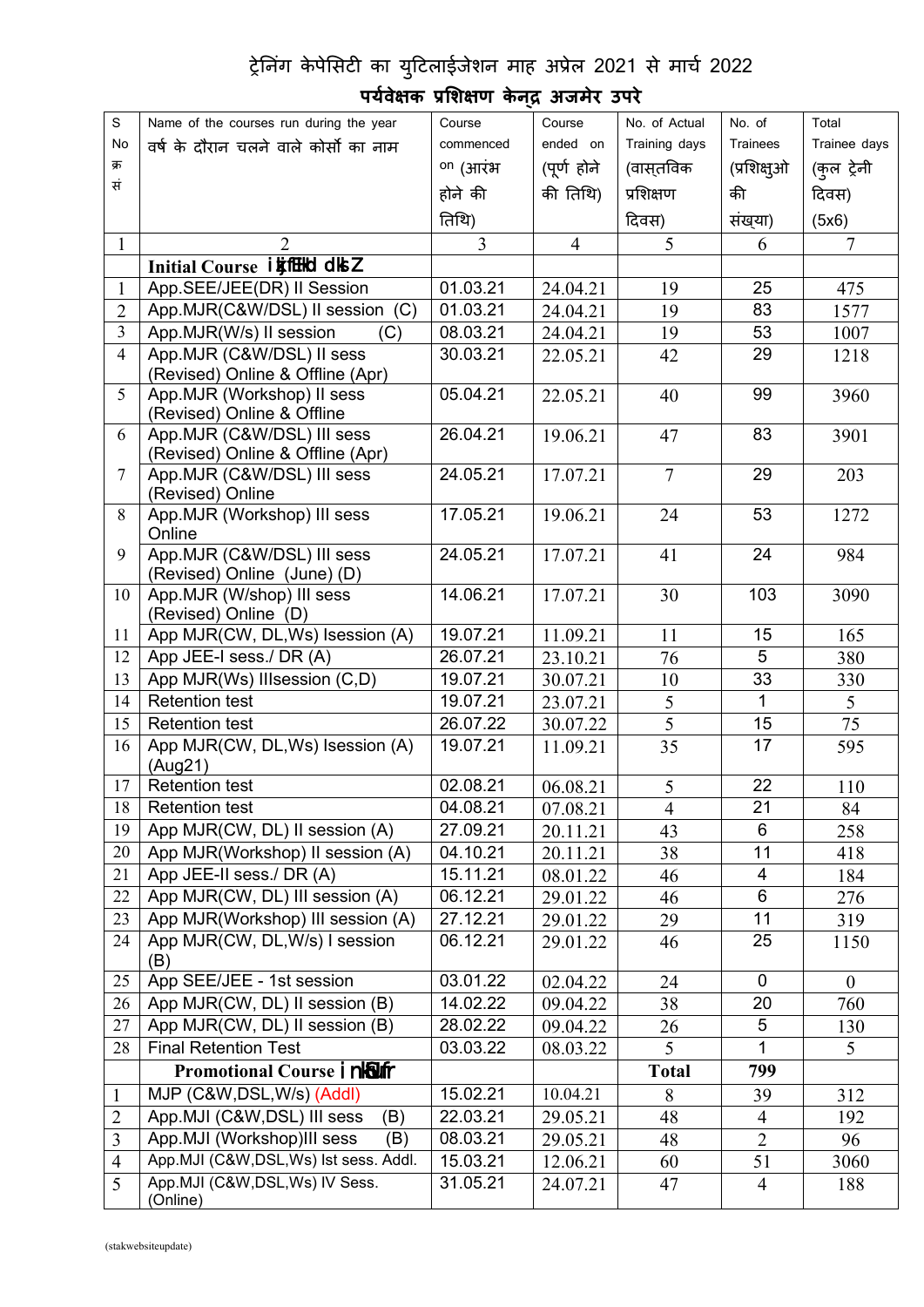# ट्रेनिंग केपेसिटी का युटिलाईजेशन माह अप्रेल 2021 से मार्च 2022

## पर्यवेक्षक प्रशिक्षण केन्द्र अजमेर उपरे

| S No क्र सं | Name of the courses run during the year वर्ष के दौरान चलने वाले कोर्सो का नाम | Course commenced on (आरंभ होने की तिथि) | Course ended on (पूर्ण होने की तिथि) | No. of Actual Training days (वास्तविक प्रशिक्षण दिवस) | No. of Trainees (प्रशिक्षुओ की संख्या) | Total Trainee days (कुल ट्रेनी दिवस) (5x6) |
|---|---|---|---|---|---|---|
| 1 | 2 | 3 | 4 | 5 | 6 | 7 |
| | **Initial Course ikjfEHkd dkslZ** | | | | | |
| 1 | App.SEE/JEE(DR) II Session | 01.03.21 | 24.04.21 | 19 | 25 | 475 |
| 2 | App.MJR(C&W/DSL) II session (C) | 01.03.21 | 24.04.21 | 19 | 83 | 1577 |
| 3 | App.MJR(W/s) II session (C) | 08.03.21 | 24.04.21 | 19 | 53 | 1007 |
| 4 | App.MJR (C&W/DSL) II sess (Revised) Online & Offline (Apr) | 30.03.21 | 22.05.21 | 42 | 29 | 1218 |
| 5 | App.MJR (Workshop) II sess (Revised) Online & Offline | 05.04.21 | 22.05.21 | 40 | 99 | 3960 |
| 6 | App.MJR (C&W/DSL) III sess (Revised) Online & Offline (Apr) | 26.04.21 | 19.06.21 | 47 | 83 | 3901 |
| 7 | App.MJR (C&W/DSL) III sess (Revised) Online | 24.05.21 | 17.07.21 | 7 | 29 | 203 |
| 8 | App.MJR (Workshop) III sess Online | 17.05.21 | 19.06.21 | 24 | 53 | 1272 |
| 9 | App.MJR (C&W/DSL) III sess (Revised) Online (June) (D) | 24.05.21 | 17.07.21 | 41 | 24 | 984 |
| 10 | App.MJR (W/shop) III sess (Revised) Online (D) | 14.06.21 | 17.07.21 | 30 | 103 | 3090 |
| 11 | App MJR(CW, DL,Ws) Isession (A) | 19.07.21 | 11.09.21 | 11 | 15 | 165 |
| 12 | App JEE-I sess./ DR (A) | 26.07.21 | 23.10.21 | 76 | 5 | 380 |
| 13 | App MJR(Ws) IIIsession (C,D) | 19.07.21 | 30.07.21 | 10 | 33 | 330 |
| 14 | Retention test | 19.07.21 | 23.07.21 | 5 | 1 | 5 |
| 15 | Retention test | 26.07.22 | 30.07.22 | 5 | 15 | 75 |
| 16 | App MJR(CW, DL,Ws) Isession (A) (Aug21) | 19.07.21 | 11.09.21 | 35 | 17 | 595 |
| 17 | Retention test | 02.08.21 | 06.08.21 | 5 | 22 | 110 |
| 18 | Retention test | 04.08.21 | 07.08.21 | 4 | 21 | 84 |
| 19 | App MJR(CW, DL) II session (A) | 27.09.21 | 20.11.21 | 43 | 6 | 258 |
| 20 | App MJR(Workshop) II session (A) | 04.10.21 | 20.11.21 | 38 | 11 | 418 |
| 21 | App JEE-II sess./ DR (A) | 15.11.21 | 08.01.22 | 46 | 4 | 184 |
| 22 | App MJR(CW, DL) III session (A) | 06.12.21 | 29.01.22 | 46 | 6 | 276 |
| 23 | App MJR(Workshop) III session (A) | 27.12.21 | 29.01.22 | 29 | 11 | 319 |
| 24 | App MJR(CW, DL,W/s) I session (B) | 06.12.21 | 29.01.22 | 46 | 25 | 1150 |
| 25 | App SEE/JEE - 1st session | 03.01.22 | 02.04.22 | 24 | 0 | 0 |
| 26 | App MJR(CW, DL) II session (B) | 14.02.22 | 09.04.22 | 38 | 20 | 760 |
| 27 | App MJR(CW, DL) II session (B) | 28.02.22 | 09.04.22 | 26 | 5 | 130 |
| 28 | Final Retention Test | 03.03.22 | 08.03.22 | 5 | 1 | 5 |
| | **Promotional Course inksUufr** | | | **Total** | **799** | |
| 1 | MJP (C&W,DSL,W/s) (Addl) | 15.02.21 | 10.04.21 | 8 | 39 | 312 |
| 2 | App.MJI (C&W,DSL) III sess (B) | 22.03.21 | 29.05.21 | 48 | 4 | 192 |
| 3 | App.MJI (Workshop)III sess (B) | 08.03.21 | 29.05.21 | 48 | 2 | 96 |
| 4 | App.MJI (C&W,DSL,Ws) Ist sess. Addl. | 15.03.21 | 12.06.21 | 60 | 51 | 3060 |
| 5 | App.MJI (C&W,DSL,Ws) IV Sess. (Online) | 31.05.21 | 24.07.21 | 47 | 4 | 188 |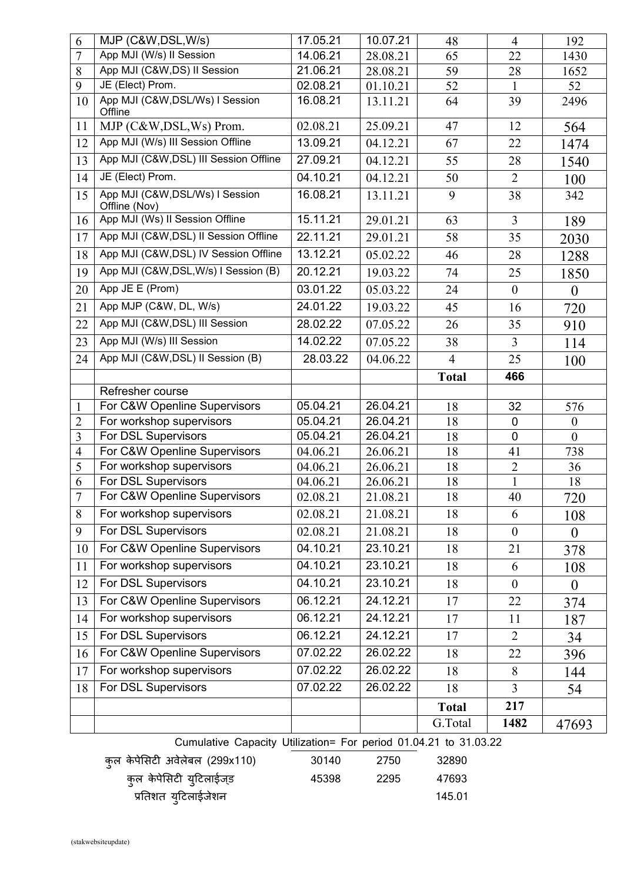| | | | | | | |
|---|---|---|---|---|---|---|
| 6 | MJP (C&W,DSL,W/s) | 17.05.21 | 10.07.21 | 48 | 4 | 192 |
| 7 | App MJI (W/s) II Session | 14.06.21 | 28.08.21 | 65 | 22 | 1430 |
| 8 | App MJI (C&W,DS) II Session | 21.06.21 | 28.08.21 | 59 | 28 | 1652 |
| 9 | JE (Elect) Prom. | 02.08.21 | 01.10.21 | 52 | 1 | 52 |
| 10 | App MJI (C&W,DSL/Ws) I Session Offline | 16.08.21 | 13.11.21 | 64 | 39 | 2496 |
| 11 | MJP (C&W,DSL,Ws) Prom. | 02.08.21 | 25.09.21 | 47 | 12 | 564 |
| 12 | App MJI (W/s) III Session Offline | 13.09.21 | 04.12.21 | 67 | 22 | 1474 |
| 13 | App MJI (C&W,DSL) III Session Offline | 27.09.21 | 04.12.21 | 55 | 28 | 1540 |
| 14 | JE (Elect) Prom. | 04.10.21 | 04.12.21 | 50 | 2 | 100 |
| 15 | App MJI (C&W,DSL/Ws) I Session Offline (Nov) | 16.08.21 | 13.11.21 | 9 | 38 | 342 |
| 16 | App MJI (Ws) II Session Offline | 15.11.21 | 29.01.21 | 63 | 3 | 189 |
| 17 | App MJI (C&W,DSL) II Session Offline | 22.11.21 | 29.01.21 | 58 | 35 | 2030 |
| 18 | App MJI (C&W,DSL) IV Session Offline | 13.12.21 | 05.02.22 | 46 | 28 | 1288 |
| 19 | App MJI (C&W,DSL,W/s) I Session (B) | 20.12.21 | 19.03.22 | 74 | 25 | 1850 |
| 20 | App JE E (Prom) | 03.01.22 | 05.03.22 | 24 | 0 | 0 |
| 21 | App MJP (C&W, DL, W/s) | 24.01.22 | 19.03.22 | 45 | 16 | 720 |
| 22 | App MJI (C&W,DSL) III Session | 28.02.22 | 07.05.22 | 26 | 35 | 910 |
| 23 | App MJI (W/s) III Session | 14.02.22 | 07.05.22 | 38 | 3 | 114 |
| 24 | App MJI (C&W,DSL) II Session (B) | 28.03.22 | 04.06.22 | 4 | 25 | 100 |
| | | | | **Total** | **466** | |
| | Refresher course | | | | | |
| 1 | For C&W Openline Supervisors | 05.04.21 | 26.04.21 | 18 | 32 | 576 |
| 2 | For workshop supervisors | 05.04.21 | 26.04.21 | 18 | 0 | 0 |
| 3 | For DSL Supervisors | 05.04.21 | 26.04.21 | 18 | 0 | 0 |
| 4 | For C&W Openline Supervisors | 04.06.21 | 26.06.21 | 18 | 41 | 738 |
| 5 | For workshop supervisors | 04.06.21 | 26.06.21 | 18 | 2 | 36 |
| 6 | For DSL Supervisors | 04.06.21 | 26.06.21 | 18 | 1 | 18 |
| 7 | For C&W Openline Supervisors | 02.08.21 | 21.08.21 | 18 | 40 | 720 |
| 8 | For workshop supervisors | 02.08.21 | 21.08.21 | 18 | 6 | 108 |
| 9 | For DSL Supervisors | 02.08.21 | 21.08.21 | 18 | 0 | 0 |
| 10 | For C&W Openline Supervisors | 04.10.21 | 23.10.21 | 18 | 21 | 378 |
| 11 | For workshop supervisors | 04.10.21 | 23.10.21 | 18 | 6 | 108 |
| 12 | For DSL Supervisors | 04.10.21 | 23.10.21 | 18 | 0 | 0 |
| 13 | For C&W Openline Supervisors | 06.12.21 | 24.12.21 | 17 | 22 | 374 |
| 14 | For workshop supervisors | 06.12.21 | 24.12.21 | 17 | 11 | 187 |
| 15 | For DSL Supervisors | 06.12.21 | 24.12.21 | 17 | 2 | 34 |
| 16 | For C&W Openline Supervisors | 07.02.22 | 26.02.22 | 18 | 22 | 396 |
| 17 | For workshop supervisors | 07.02.22 | 26.02.22 | 18 | 8 | 144 |
| 18 | For DSL Supervisors | 07.02.22 | 26.02.22 | 18 | 3 | 54 |
| | | | | **Total** | **217** | |
| | | | | G.Total | **1482** | 47693 |

Cumulative Capacity Utilization= For period 01.04.21 to 31.03.22

| | | | |
|---|---|---|---|
| कुल केपेसिटी अवेलेबल (299x110) | 30140 | 2750 | 32890 |
| कुल केपेसिटी युटिलाईज़्ड | 45398 | 2295 | 47693 |
| प्रतिशत युटिलाईजेशन | | | 145.01 |

(stakwebsiteupdate)